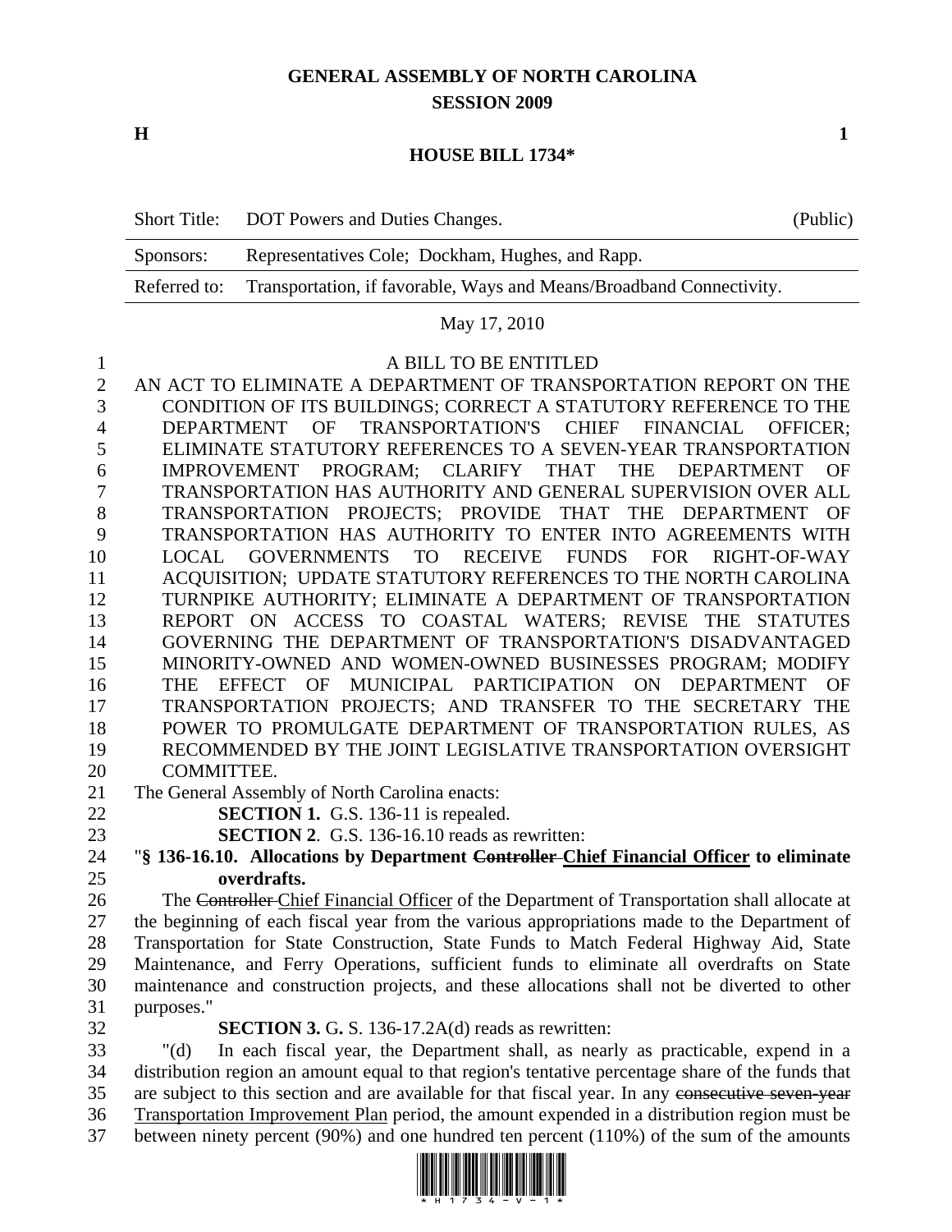# GENERAL ASSEMBLY OF NORTH CAROLINA
## SESSION 2009

**H** **1**

## HOUSE BILL 1734*

| Short Title: | DOT Powers and Duties Changes. | (Public) |
|---|---|---|
| Sponsors: | Representatives Cole; Dockham, Hughes, and Rapp. | |
| Referred to: | Transportation, if favorable, Ways and Means/Broadband Connectivity. | |

May 17, 2010

A BILL TO BE ENTITLED

AN ACT TO ELIMINATE A DEPARTMENT OF TRANSPORTATION REPORT ON THE CONDITION OF ITS BUILDINGS; CORRECT A STATUTORY REFERENCE TO THE DEPARTMENT OF TRANSPORTATION'S CHIEF FINANCIAL OFFICER; ELIMINATE STATUTORY REFERENCES TO A SEVEN-YEAR TRANSPORTATION IMPROVEMENT PROGRAM; CLARIFY THAT THE DEPARTMENT OF TRANSPORTATION HAS AUTHORITY AND GENERAL SUPERVISION OVER ALL TRANSPORTATION PROJECTS; PROVIDE THAT THE DEPARTMENT OF TRANSPORTATION HAS AUTHORITY TO ENTER INTO AGREEMENTS WITH LOCAL GOVERNMENTS TO RECEIVE FUNDS FOR RIGHT-OF-WAY ACQUISITION; UPDATE STATUTORY REFERENCES TO THE NORTH CAROLINA TURNPIKE AUTHORITY; ELIMINATE A DEPARTMENT OF TRANSPORTATION REPORT ON ACCESS TO COASTAL WATERS; REVISE THE STATUTES GOVERNING THE DEPARTMENT OF TRANSPORTATION'S DISADVANTAGED MINORITY-OWNED AND WOMEN-OWNED BUSINESSES PROGRAM; MODIFY THE EFFECT OF MUNICIPAL PARTICIPATION ON DEPARTMENT OF TRANSPORTATION PROJECTS; AND TRANSFER TO THE SECRETARY THE POWER TO PROMULGATE DEPARTMENT OF TRANSPORTATION RULES, AS RECOMMENDED BY THE JOINT LEGISLATIVE TRANSPORTATION OVERSIGHT COMMITTEE.

The General Assembly of North Carolina enacts:

**SECTION 1.** G.S. 136-11 is repealed.

**SECTION 2**. G.S. 136-16.10 reads as rewritten:

"**§ 136-16.10. Allocations by Department ~~Controller~~ <u>Chief Financial Officer</u> to eliminate overdrafts.**

The ~~Controller~~ <u>Chief Financial Officer</u> of the Department of Transportation shall allocate at the beginning of each fiscal year from the various appropriations made to the Department of Transportation for State Construction, State Funds to Match Federal Highway Aid, State Maintenance, and Ferry Operations, sufficient funds to eliminate all overdrafts on State maintenance and construction projects, and these allocations shall not be diverted to other purposes."

**SECTION 3.** G. S. 136-17.2A(d) reads as rewritten:

"(d) In each fiscal year, the Department shall, as nearly as practicable, expend in a distribution region an amount equal to that region's tentative percentage share of the funds that are subject to this section and are available for that fiscal year. In any ~~consecutive seven-year~~ <u>Transportation Improvement Plan</u> period, the amount expended in a distribution region must be between ninety percent (90%) and one hundred ten percent (110%) of the sum of the amounts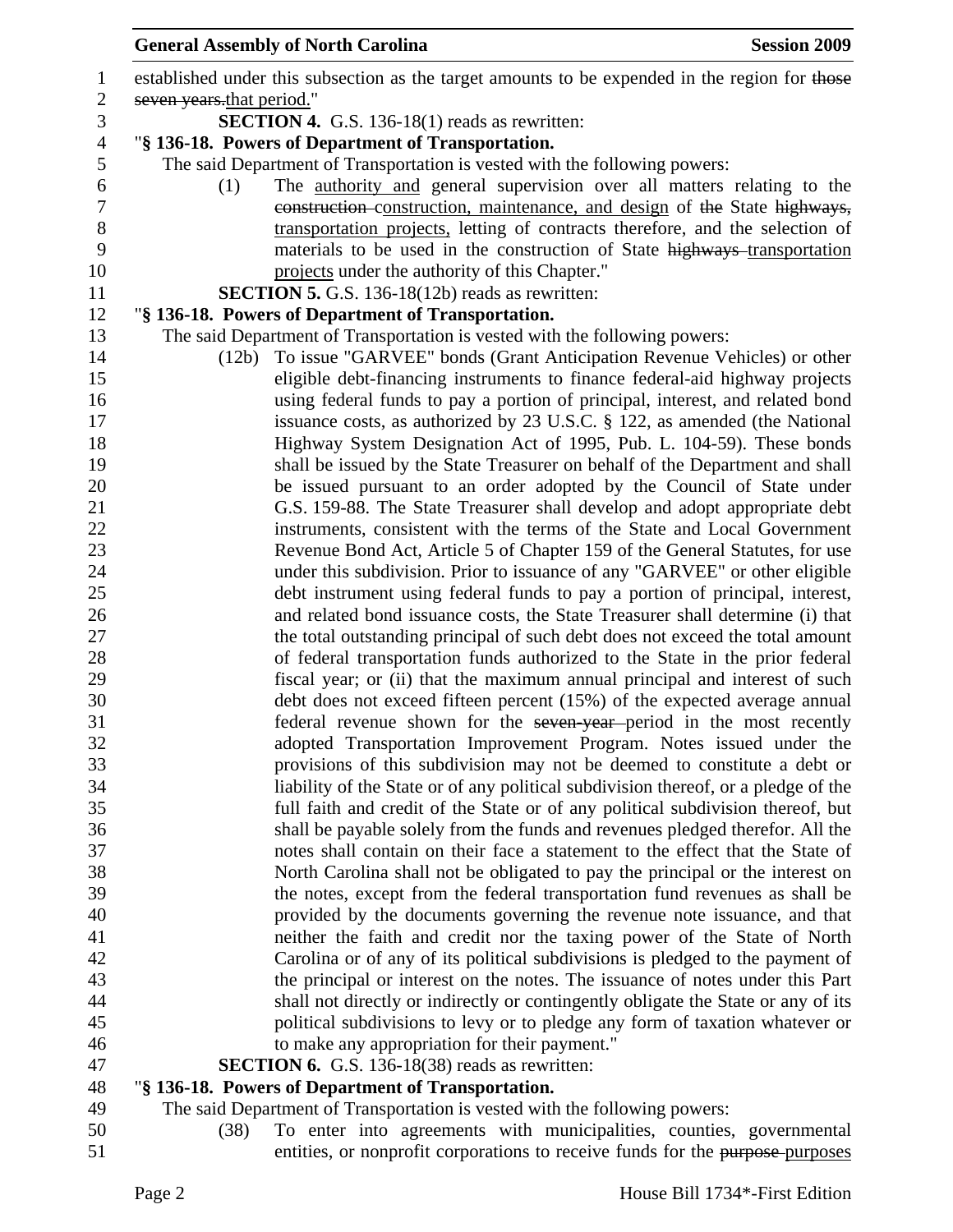established under this subsection as the target amounts to be expended in the region for ~~those seven years.~~that period."

**SECTION 4.** G.S. 136-18(1) reads as rewritten:

"**§ 136-18. Powers of Department of Transportation.**

The said Department of Transportation is vested with the following powers:

(1) The <u>authority and</u> general supervision over all matters relating to the ~~construction~~ <u>construction, maintenance, and design</u> of ~~the~~ State ~~highways,~~ <u>transportation projects,</u> letting of contracts therefore, and the selection of materials to be used in the construction of State ~~highways~~ <u>transportation projects</u> under the authority of this Chapter."

**SECTION 5.** G.S. 136-18(12b) reads as rewritten:

"**§ 136-18. Powers of Department of Transportation.**

The said Department of Transportation is vested with the following powers:

(12b) To issue "GARVEE" bonds (Grant Anticipation Revenue Vehicles) or other eligible debt-financing instruments to finance federal-aid highway projects using federal funds to pay a portion of principal, interest, and related bond issuance costs, as authorized by 23 U.S.C. § 122, as amended (the National Highway System Designation Act of 1995, Pub. L. 104-59). These bonds shall be issued by the State Treasurer on behalf of the Department and shall be issued pursuant to an order adopted by the Council of State under G.S. 159-88. The State Treasurer shall develop and adopt appropriate debt instruments, consistent with the terms of the State and Local Government Revenue Bond Act, Article 5 of Chapter 159 of the General Statutes, for use under this subdivision. Prior to issuance of any "GARVEE" or other eligible debt instrument using federal funds to pay a portion of principal, interest, and related bond issuance costs, the State Treasurer shall determine (i) that the total outstanding principal of such debt does not exceed the total amount of federal transportation funds authorized to the State in the prior federal fiscal year; or (ii) that the maximum annual principal and interest of such debt does not exceed fifteen percent (15%) of the expected average annual federal revenue shown for the ~~seven-year~~ period in the most recently adopted Transportation Improvement Program. Notes issued under the provisions of this subdivision may not be deemed to constitute a debt or liability of the State or of any political subdivision thereof, or a pledge of the full faith and credit of the State or of any political subdivision thereof, but shall be payable solely from the funds and revenues pledged therefor. All the notes shall contain on their face a statement to the effect that the State of North Carolina shall not be obligated to pay the principal or the interest on the notes, except from the federal transportation fund revenues as shall be provided by the documents governing the revenue note issuance, and that neither the faith and credit nor the taxing power of the State of North Carolina or of any of its political subdivisions is pledged to the payment of the principal or interest on the notes. The issuance of notes under this Part shall not directly or indirectly or contingently obligate the State or any of its political subdivisions to levy or to pledge any form of taxation whatever or to make any appropriation for their payment."

**SECTION 6.** G.S. 136-18(38) reads as rewritten:

"**§ 136-18. Powers of Department of Transportation.**

The said Department of Transportation is vested with the following powers:

(38) To enter into agreements with municipalities, counties, governmental entities, or nonprofit corporations to receive funds for the ~~purpose~~ <u>purposes</u>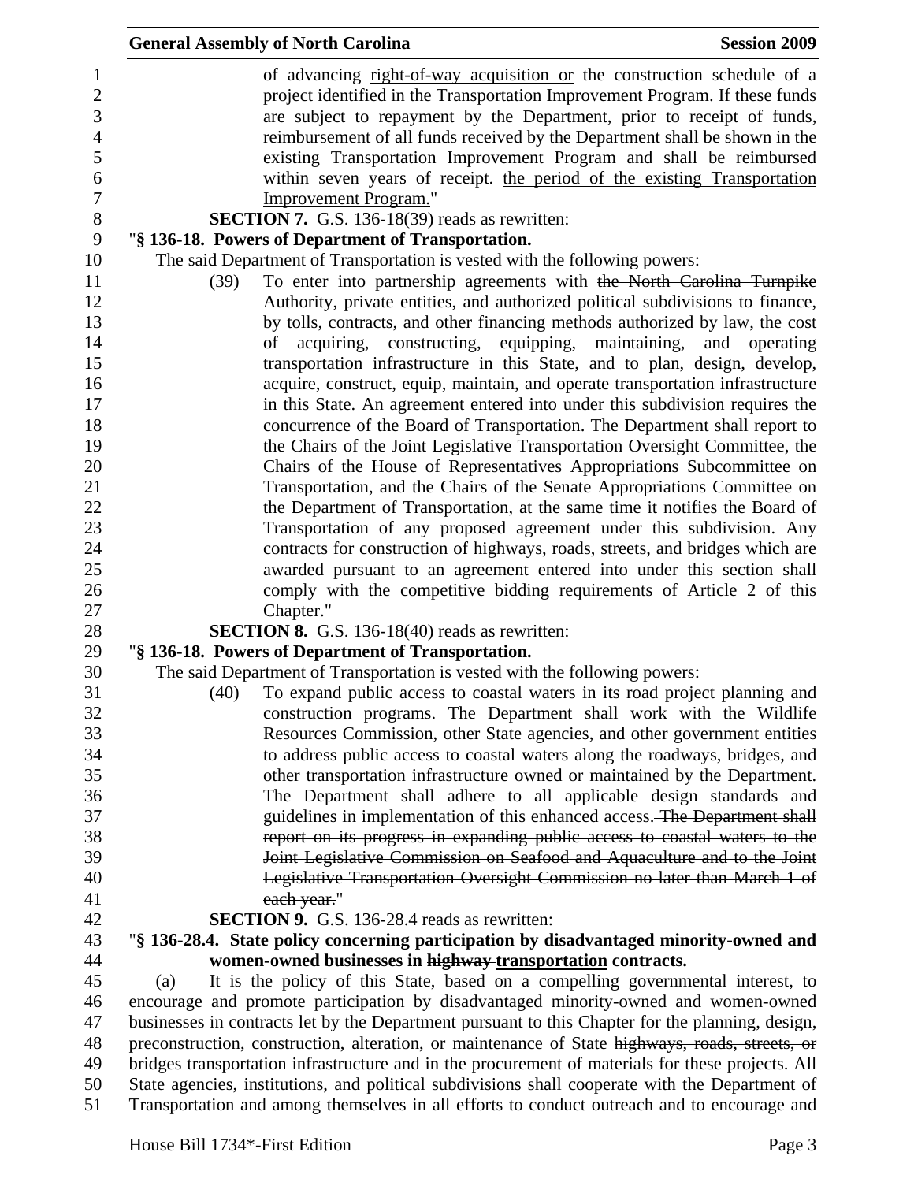of advancing <u>right-of-way acquisition or</u> the construction schedule of a project identified in the Transportation Improvement Program. If these funds are subject to repayment by the Department, prior to receipt of funds, reimbursement of all funds received by the Department shall be shown in the existing Transportation Improvement Program and shall be reimbursed within ~~seven years of receipt.~~ <u>the period of the existing Transportation Improvement Program.</u>"

**SECTION 7.** G.S. 136-18(39) reads as rewritten:

"**§ 136-18. Powers of Department of Transportation.**

The said Department of Transportation is vested with the following powers:

(39) To enter into partnership agreements with ~~the North Carolina Turnpike Authority,~~ private entities, and authorized political subdivisions to finance, by tolls, contracts, and other financing methods authorized by law, the cost of acquiring, constructing, equipping, maintaining, and operating transportation infrastructure in this State, and to plan, design, develop, acquire, construct, equip, maintain, and operate transportation infrastructure in this State. An agreement entered into under this subdivision requires the concurrence of the Board of Transportation. The Department shall report to the Chairs of the Joint Legislative Transportation Oversight Committee, the Chairs of the House of Representatives Appropriations Subcommittee on Transportation, and the Chairs of the Senate Appropriations Committee on the Department of Transportation, at the same time it notifies the Board of Transportation of any proposed agreement under this subdivision. Any contracts for construction of highways, roads, streets, and bridges which are awarded pursuant to an agreement entered into under this section shall comply with the competitive bidding requirements of Article 2 of this Chapter."

**SECTION 8.** G.S. 136-18(40) reads as rewritten:

"**§ 136-18. Powers of Department of Transportation.**

The said Department of Transportation is vested with the following powers:

(40) To expand public access to coastal waters in its road project planning and construction programs. The Department shall work with the Wildlife Resources Commission, other State agencies, and other government entities to address public access to coastal waters along the roadways, bridges, and other transportation infrastructure owned or maintained by the Department. The Department shall adhere to all applicable design standards and guidelines in implementation of this enhanced access. ~~The Department shall report on its progress in expanding public access to coastal waters to the Joint Legislative Commission on Seafood and Aquaculture and to the Joint Legislative Transportation Oversight Commission no later than March 1 of each year.~~"

**SECTION 9.** G.S. 136-28.4 reads as rewritten:

"**§ 136-28.4. State policy concerning participation by disadvantaged minority-owned and women-owned businesses in ~~highway~~ <u>transportation</u> contracts.**

(a) It is the policy of this State, based on a compelling governmental interest, to encourage and promote participation by disadvantaged minority-owned and women-owned businesses in contracts let by the Department pursuant to this Chapter for the planning, design, preconstruction, construction, alteration, or maintenance of State ~~highways, roads, streets, or bridges~~ <u>transportation infrastructure</u> and in the procurement of materials for these projects. All State agencies, institutions, and political subdivisions shall cooperate with the Department of Transportation and among themselves in all efforts to conduct outreach and to encourage and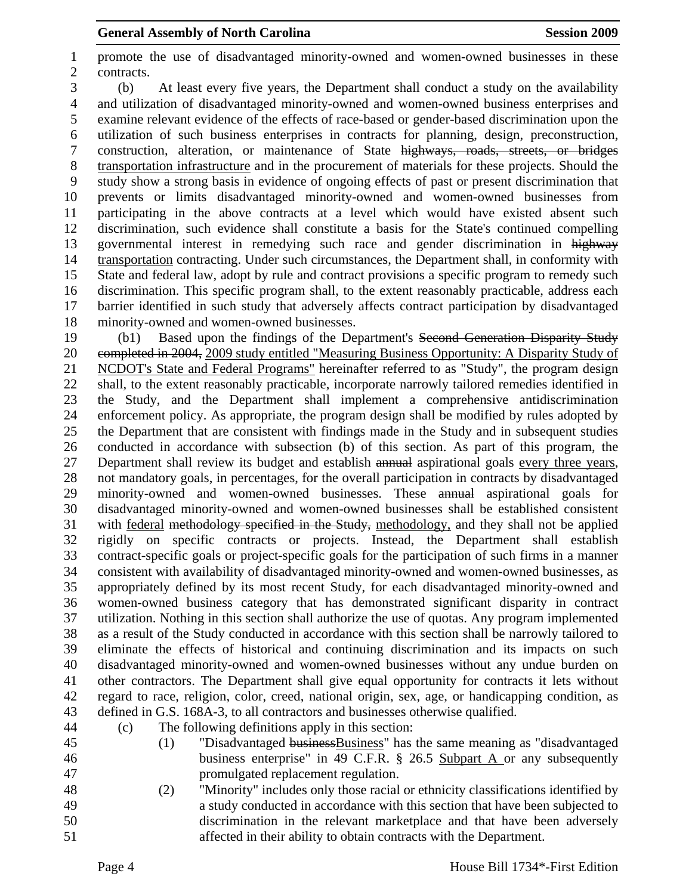promote the use of disadvantaged minority-owned and women-owned businesses in these contracts.

(b) At least every five years, the Department shall conduct a study on the availability and utilization of disadvantaged minority-owned and women-owned business enterprises and examine relevant evidence of the effects of race-based or gender-based discrimination upon the utilization of such business enterprises in contracts for planning, design, preconstruction, construction, alteration, or maintenance of State ~~highways, roads, streets, or bridges~~ <u>transportation infrastructure</u> and in the procurement of materials for these projects. Should the study show a strong basis in evidence of ongoing effects of past or present discrimination that prevents or limits disadvantaged minority-owned and women-owned businesses from participating in the above contracts at a level which would have existed absent such discrimination, such evidence shall constitute a basis for the State's continued compelling governmental interest in remedying such race and gender discrimination in ~~highway~~ <u>transportation</u> contracting. Under such circumstances, the Department shall, in conformity with State and federal law, adopt by rule and contract provisions a specific program to remedy such discrimination. This specific program shall, to the extent reasonably practicable, address each barrier identified in such study that adversely affects contract participation by disadvantaged minority-owned and women-owned businesses.

(b1) Based upon the findings of the Department's ~~Second Generation Disparity Study completed in 2004,~~ <u>2009 study entitled "Measuring Business Opportunity: A Disparity Study of NCDOT's State and Federal Programs"</u> hereinafter referred to as "Study", the program design shall, to the extent reasonably practicable, incorporate narrowly tailored remedies identified in the Study, and the Department shall implement a comprehensive antidiscrimination enforcement policy. As appropriate, the program design shall be modified by rules adopted by the Department that are consistent with findings made in the Study and in subsequent studies conducted in accordance with subsection (b) of this section. As part of this program, the Department shall review its budget and establish ~~annual~~ aspirational goals <u>every three years</u>, not mandatory goals, in percentages, for the overall participation in contracts by disadvantaged minority-owned and women-owned businesses. These ~~annual~~ aspirational goals for disadvantaged minority-owned and women-owned businesses shall be established consistent with <u>federal</u> ~~methodology specified in the Study,~~ <u>methodology,</u> and they shall not be applied rigidly on specific contracts or projects. Instead, the Department shall establish contract-specific goals or project-specific goals for the participation of such firms in a manner consistent with availability of disadvantaged minority-owned and women-owned businesses, as appropriately defined by its most recent Study, for each disadvantaged minority-owned and women-owned business category that has demonstrated significant disparity in contract utilization. Nothing in this section shall authorize the use of quotas. Any program implemented as a result of the Study conducted in accordance with this section shall be narrowly tailored to eliminate the effects of historical and continuing discrimination and its impacts on such disadvantaged minority-owned and women-owned businesses without any undue burden on other contractors. The Department shall give equal opportunity for contracts it lets without regard to race, religion, color, creed, national origin, sex, age, or handicapping condition, as defined in G.S. 168A-3, to all contractors and businesses otherwise qualified.

(c) The following definitions apply in this section:

(1) "Disadvantaged ~~business~~<u>Business</u>" has the same meaning as "disadvantaged business enterprise" in 49 C.F.R. § 26.5 <u>Subpart A</u> or any subsequently promulgated replacement regulation.

(2) "Minority" includes only those racial or ethnicity classifications identified by a study conducted in accordance with this section that have been subjected to discrimination in the relevant marketplace and that have been adversely affected in their ability to obtain contracts with the Department.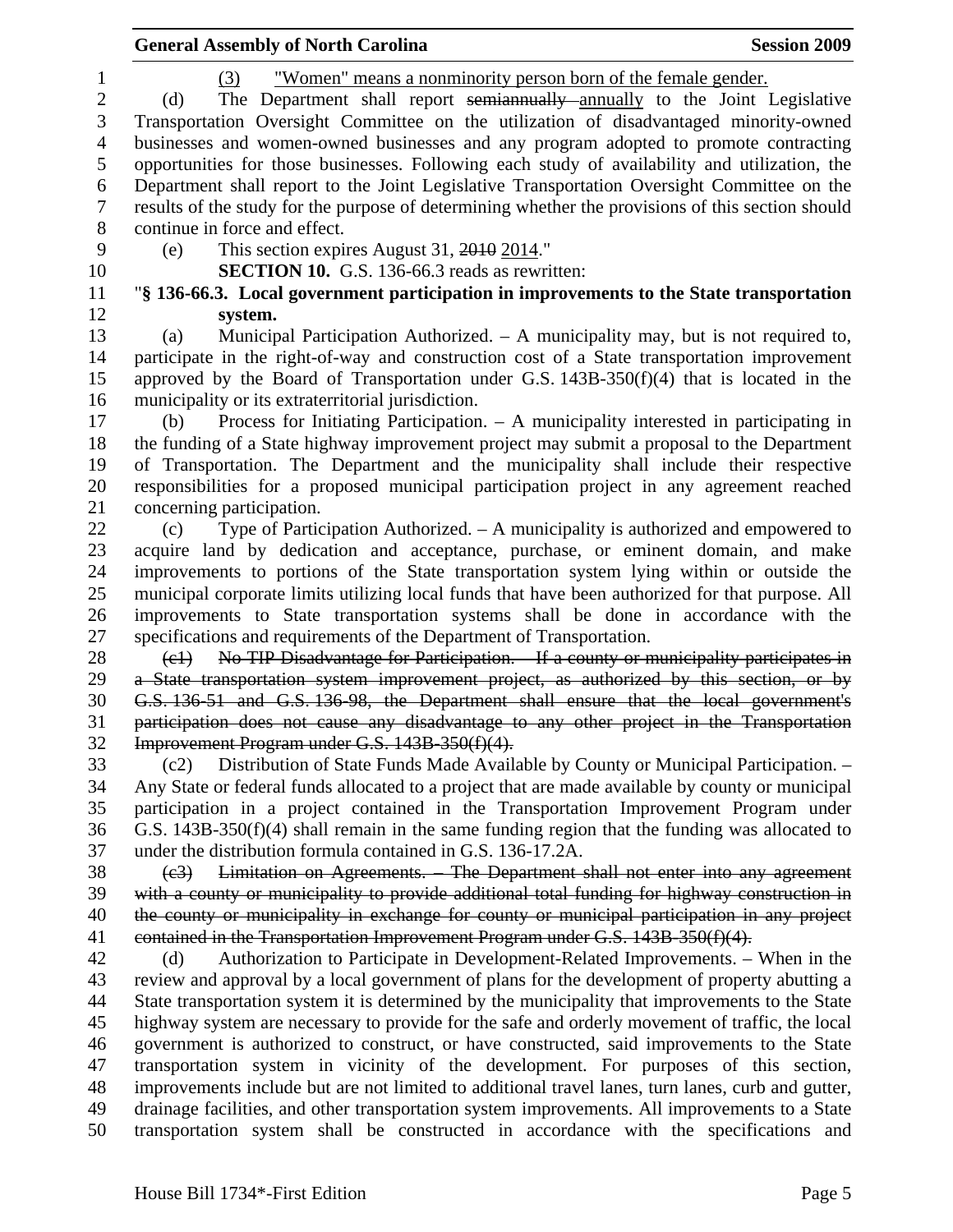(3) <u>"Women" means a nonminority person born of the female gender.</u>

(d) The Department shall report ~~semiannually~~ <u>annually</u> to the Joint Legislative Transportation Oversight Committee on the utilization of disadvantaged minority-owned businesses and women-owned businesses and any program adopted to promote contracting opportunities for those businesses. Following each study of availability and utilization, the Department shall report to the Joint Legislative Transportation Oversight Committee on the results of the study for the purpose of determining whether the provisions of this section should continue in force and effect.

(e) This section expires August 31, ~~2010~~ <u>2014</u>."

**SECTION 10.** G.S. 136-66.3 reads as rewritten:

"**§ 136-66.3. Local government participation in improvements to the State transportation system.**

(a) Municipal Participation Authorized. – A municipality may, but is not required to, participate in the right-of-way and construction cost of a State transportation improvement approved by the Board of Transportation under G.S. 143B-350(f)(4) that is located in the municipality or its extraterritorial jurisdiction.

(b) Process for Initiating Participation. – A municipality interested in participating in the funding of a State highway improvement project may submit a proposal to the Department of Transportation. The Department and the municipality shall include their respective responsibilities for a proposed municipal participation project in any agreement reached concerning participation.

(c) Type of Participation Authorized. – A municipality is authorized and empowered to acquire land by dedication and acceptance, purchase, or eminent domain, and make improvements to portions of the State transportation system lying within or outside the municipal corporate limits utilizing local funds that have been authorized for that purpose. All improvements to State transportation systems shall be done in accordance with the specifications and requirements of the Department of Transportation.

~~(c1) No TIP Disadvantage for Participation. – If a county or municipality participates in a State transportation system improvement project, as authorized by this section, or by G.S. 136-51 and G.S. 136-98, the Department shall ensure that the local government's participation does not cause any disadvantage to any other project in the Transportation Improvement Program under G.S. 143B-350(f)(4).~~

(c2) Distribution of State Funds Made Available by County or Municipal Participation. – Any State or federal funds allocated to a project that are made available by county or municipal participation in a project contained in the Transportation Improvement Program under G.S. 143B-350(f)(4) shall remain in the same funding region that the funding was allocated to under the distribution formula contained in G.S. 136-17.2A.

~~(c3) Limitation on Agreements. – The Department shall not enter into any agreement with a county or municipality to provide additional total funding for highway construction in the county or municipality in exchange for county or municipal participation in any project contained in the Transportation Improvement Program under G.S. 143B-350(f)(4).~~

(d) Authorization to Participate in Development-Related Improvements. – When in the review and approval by a local government of plans for the development of property abutting a State transportation system it is determined by the municipality that improvements to the State highway system are necessary to provide for the safe and orderly movement of traffic, the local government is authorized to construct, or have constructed, said improvements to the State transportation system in vicinity of the development. For purposes of this section, improvements include but are not limited to additional travel lanes, turn lanes, curb and gutter, drainage facilities, and other transportation system improvements. All improvements to a State transportation system shall be constructed in accordance with the specifications and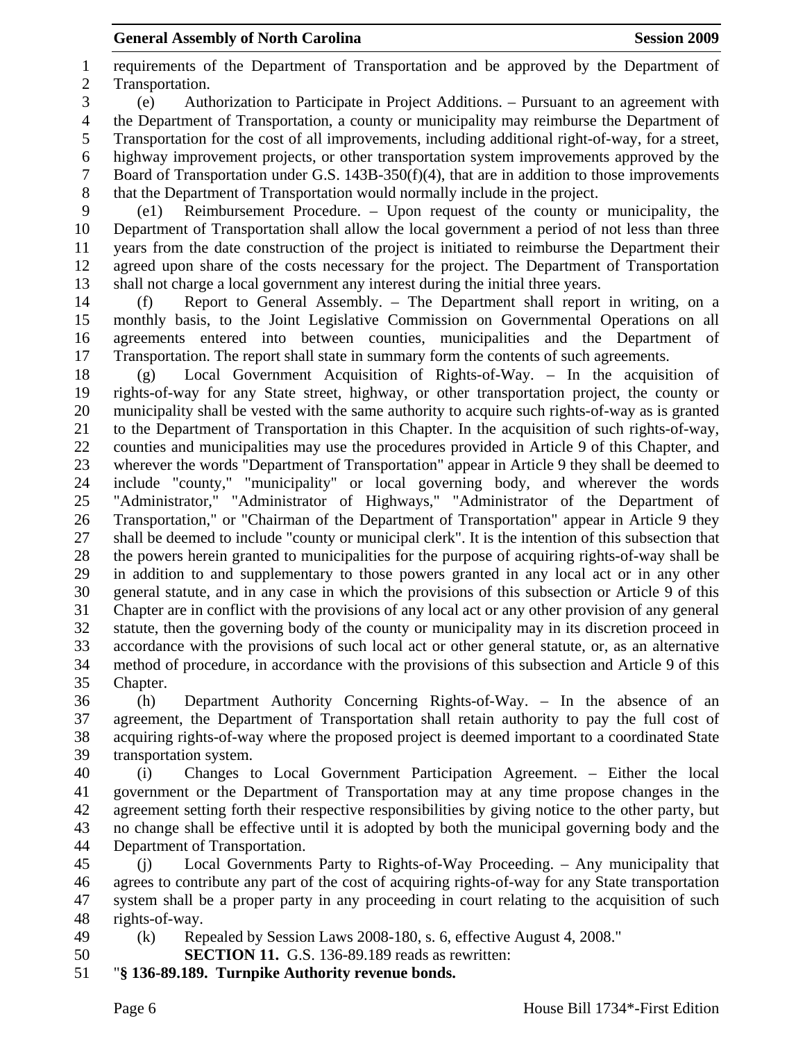requirements of the Department of Transportation and be approved by the Department of Transportation.

(e) Authorization to Participate in Project Additions. – Pursuant to an agreement with the Department of Transportation, a county or municipality may reimburse the Department of Transportation for the cost of all improvements, including additional right-of-way, for a street, highway improvement projects, or other transportation system improvements approved by the Board of Transportation under G.S. 143B-350(f)(4), that are in addition to those improvements that the Department of Transportation would normally include in the project.

(e1) Reimbursement Procedure. – Upon request of the county or municipality, the Department of Transportation shall allow the local government a period of not less than three years from the date construction of the project is initiated to reimburse the Department their agreed upon share of the costs necessary for the project. The Department of Transportation shall not charge a local government any interest during the initial three years.

(f) Report to General Assembly. – The Department shall report in writing, on a monthly basis, to the Joint Legislative Commission on Governmental Operations on all agreements entered into between counties, municipalities and the Department of Transportation. The report shall state in summary form the contents of such agreements.

(g) Local Government Acquisition of Rights-of-Way. – In the acquisition of rights-of-way for any State street, highway, or other transportation project, the county or municipality shall be vested with the same authority to acquire such rights-of-way as is granted to the Department of Transportation in this Chapter. In the acquisition of such rights-of-way, counties and municipalities may use the procedures provided in Article 9 of this Chapter, and wherever the words "Department of Transportation" appear in Article 9 they shall be deemed to include "county," "municipality" or local governing body, and wherever the words "Administrator," "Administrator of Highways," "Administrator of the Department of Transportation," or "Chairman of the Department of Transportation" appear in Article 9 they shall be deemed to include "county or municipal clerk". It is the intention of this subsection that the powers herein granted to municipalities for the purpose of acquiring rights-of-way shall be in addition to and supplementary to those powers granted in any local act or in any other general statute, and in any case in which the provisions of this subsection or Article 9 of this Chapter are in conflict with the provisions of any local act or any other provision of any general statute, then the governing body of the county or municipality may in its discretion proceed in accordance with the provisions of such local act or other general statute, or, as an alternative method of procedure, in accordance with the provisions of this subsection and Article 9 of this Chapter.

(h) Department Authority Concerning Rights-of-Way. – In the absence of an agreement, the Department of Transportation shall retain authority to pay the full cost of acquiring rights-of-way where the proposed project is deemed important to a coordinated State transportation system.

(i) Changes to Local Government Participation Agreement. – Either the local government or the Department of Transportation may at any time propose changes in the agreement setting forth their respective responsibilities by giving notice to the other party, but no change shall be effective until it is adopted by both the municipal governing body and the Department of Transportation.

(j) Local Governments Party to Rights-of-Way Proceeding. – Any municipality that agrees to contribute any part of the cost of acquiring rights-of-way for any State transportation system shall be a proper party in any proceeding in court relating to the acquisition of such rights-of-way.

(k) Repealed by Session Laws 2008-180, s. 6, effective August 4, 2008."

**SECTION 11.** G.S. 136-89.189 reads as rewritten:

"**§ 136-89.189. Turnpike Authority revenue bonds.**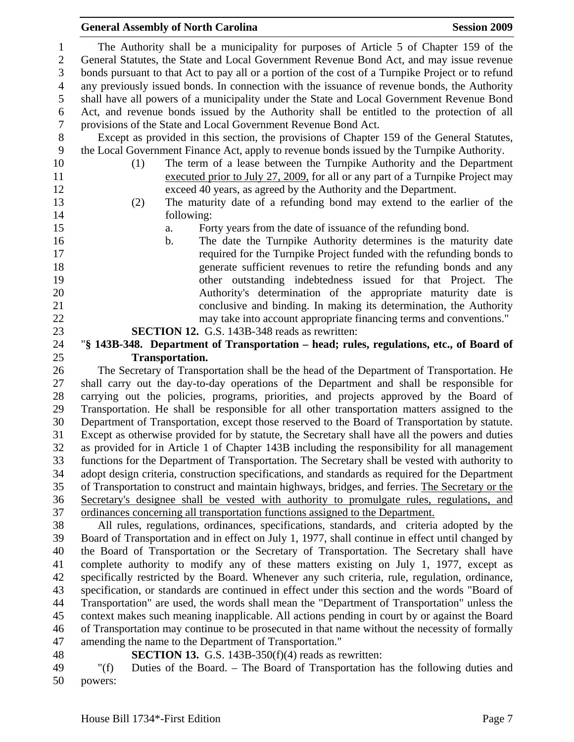The Authority shall be a municipality for purposes of Article 5 of Chapter 159 of the General Statutes, the State and Local Government Revenue Bond Act, and may issue revenue bonds pursuant to that Act to pay all or a portion of the cost of a Turnpike Project or to refund any previously issued bonds. In connection with the issuance of revenue bonds, the Authority shall have all powers of a municipality under the State and Local Government Revenue Bond Act, and revenue bonds issued by the Authority shall be entitled to the protection of all provisions of the State and Local Government Revenue Bond Act.

Except as provided in this section, the provisions of Chapter 159 of the General Statutes, the Local Government Finance Act, apply to revenue bonds issued by the Turnpike Authority.

(1) The term of a lease between the Turnpike Authority and the Department <u>executed prior to July 27, 2009,</u> for all or any part of a Turnpike Project may exceed 40 years, as agreed by the Authority and the Department.

(2) The maturity date of a refunding bond may extend to the earlier of the following:

a. Forty years from the date of issuance of the refunding bond.

b. The date the Turnpike Authority determines is the maturity date required for the Turnpike Project funded with the refunding bonds to generate sufficient revenues to retire the refunding bonds and any other outstanding indebtedness issued for that Project. The Authority's determination of the appropriate maturity date is conclusive and binding. In making its determination, the Authority may take into account appropriate financing terms and conventions."

**SECTION 12.** G.S. 143B-348 reads as rewritten:

"**§ 143B-348. Department of Transportation – head; rules, regulations, etc., of Board of Transportation.**

The Secretary of Transportation shall be the head of the Department of Transportation. He shall carry out the day-to-day operations of the Department and shall be responsible for carrying out the policies, programs, priorities, and projects approved by the Board of Transportation. He shall be responsible for all other transportation matters assigned to the Department of Transportation, except those reserved to the Board of Transportation by statute. Except as otherwise provided for by statute, the Secretary shall have all the powers and duties as provided for in Article 1 of Chapter 143B including the responsibility for all management functions for the Department of Transportation. The Secretary shall be vested with authority to adopt design criteria, construction specifications, and standards as required for the Department of Transportation to construct and maintain highways, bridges, and ferries. <u>The Secretary or the Secretary's designee shall be vested with authority to promulgate rules, regulations, and ordinances concerning all transportation functions assigned to the Department.</u>

All rules, regulations, ordinances, specifications, standards, and criteria adopted by the Board of Transportation and in effect on July 1, 1977, shall continue in effect until changed by the Board of Transportation or the Secretary of Transportation. The Secretary shall have complete authority to modify any of these matters existing on July 1, 1977, except as specifically restricted by the Board. Whenever any such criteria, rule, regulation, ordinance, specification, or standards are continued in effect under this section and the words "Board of Transportation" are used, the words shall mean the "Department of Transportation" unless the context makes such meaning inapplicable. All actions pending in court by or against the Board of Transportation may continue to be prosecuted in that name without the necessity of formally amending the name to the Department of Transportation."

**SECTION 13.** G.S. 143B-350(f)(4) reads as rewritten:

"(f) Duties of the Board. – The Board of Transportation has the following duties and powers: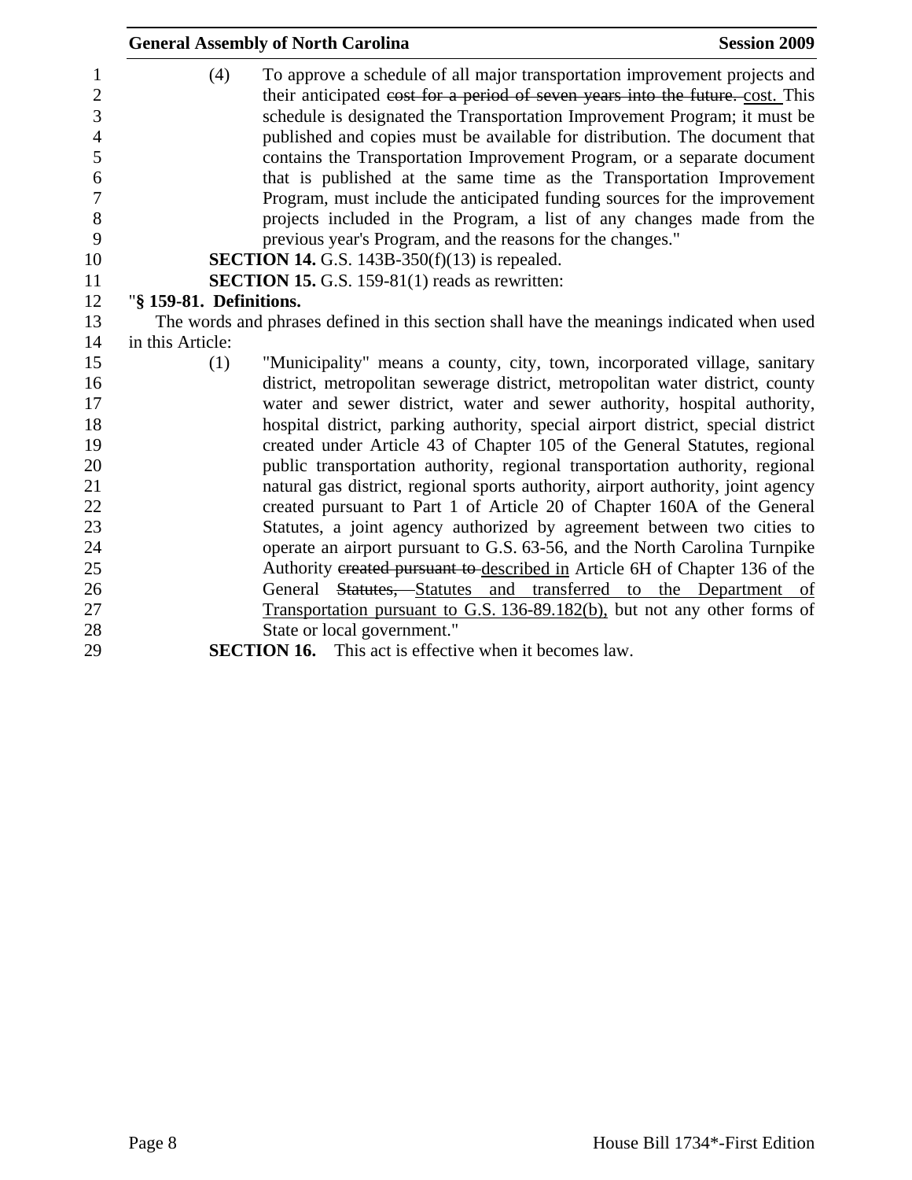(4) To approve a schedule of all major transportation improvement projects and their anticipated ~~cost for a period of seven years into the future.~~ cost. This schedule is designated the Transportation Improvement Program; it must be published and copies must be available for distribution. The document that contains the Transportation Improvement Program, or a separate document that is published at the same time as the Transportation Improvement Program, must include the anticipated funding sources for the improvement projects included in the Program, a list of any changes made from the previous year's Program, and the reasons for the changes."

**SECTION 14.** G.S. 143B-350(f)(13) is repealed.

**SECTION 15.** G.S. 159-81(1) reads as rewritten:

"**§ 159-81. Definitions.**

The words and phrases defined in this section shall have the meanings indicated when used in this Article:

(1) "Municipality" means a county, city, town, incorporated village, sanitary district, metropolitan sewerage district, metropolitan water district, county water and sewer district, water and sewer authority, hospital authority, hospital district, parking authority, special airport district, special district created under Article 43 of Chapter 105 of the General Statutes, regional public transportation authority, regional transportation authority, regional natural gas district, regional sports authority, airport authority, joint agency created pursuant to Part 1 of Article 20 of Chapter 160A of the General Statutes, a joint agency authorized by agreement between two cities to operate an airport pursuant to G.S. 63-56, and the North Carolina Turnpike Authority ~~created pursuant to~~ described in Article 6H of Chapter 136 of the General ~~Statutes,~~ Statutes and transferred to the Department of Transportation pursuant to G.S. 136-89.182(b), but not any other forms of State or local government."

**SECTION 16.** This act is effective when it becomes law.